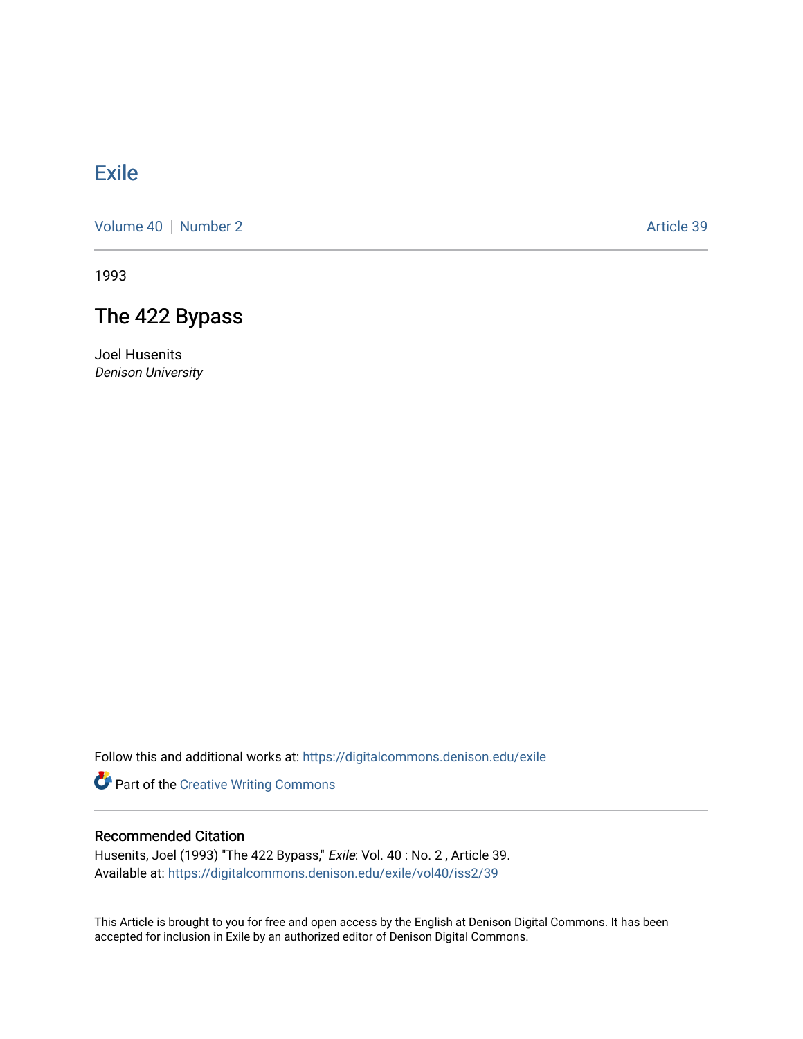# Exile

Volume 40 | Number 2 | Article 39

1993

## The 422 Bypass

Joel Husenits
*Denison University*

Follow this and additional works at: https://digitalcommons.denison.edu/exile

Part of the Creative Writing Commons

### Recommended Citation

Husenits, Joel (1993) "The 422 Bypass," *Exile*: Vol. 40 : No. 2 , Article 39.
Available at: https://digitalcommons.denison.edu/exile/vol40/iss2/39

This Article is brought to you for free and open access by the English at Denison Digital Commons. It has been accepted for inclusion in Exile by an authorized editor of Denison Digital Commons.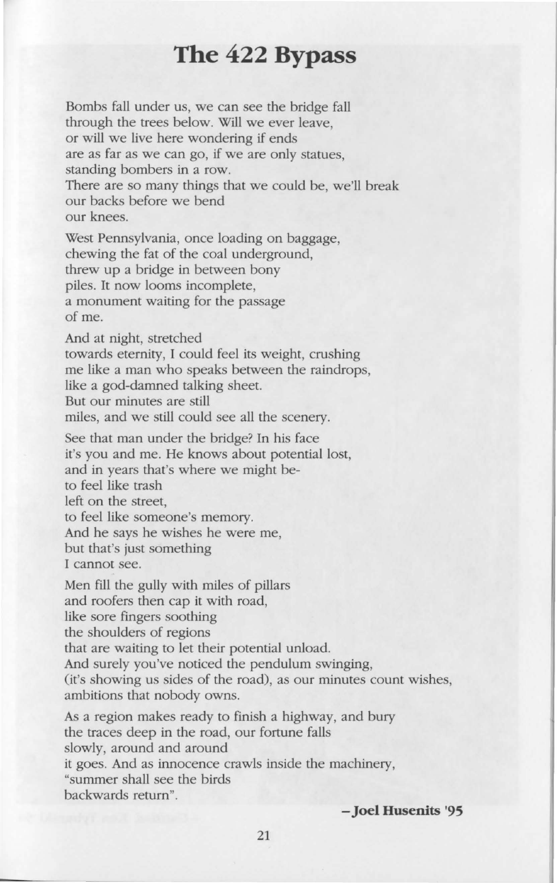# The 422 Bypass

Bombs fall under us, we can see the bridge fall  
through the trees below. Will we ever leave,  
or will we live here wondering if ends  
are as far as we can go, if we are only statues,  
standing bombers in a row.  
There are so many things that we could be, we'll break  
our backs before we bend  
our knees.

West Pennsylvania, once loading on baggage,  
chewing the fat of the coal underground,  
threw up a bridge in between bony  
piles. It now looms incomplete,  
a monument waiting for the passage  
of me.

And at night, stretched  
towards eternity, I could feel its weight, crushing  
me like a man who speaks between the raindrops,  
like a god-damned talking sheet.  
But our minutes are still  
miles, and we still could see all the scenery.

See that man under the bridge? In his face  
it's you and me. He knows about potential lost,  
and in years that's where we might be-  
to feel like trash  
left on the street,  
to feel like someone's memory.  
And he says he wishes he were me,  
but that's just something  
I cannot see.

Men fill the gully with miles of pillars  
and roofers then cap it with road,  
like sore fingers soothing  
the shoulders of regions  
that are waiting to let their potential unload.  
And surely you've noticed the pendulum swinging,  
(it's showing us sides of the road), as our minutes count wishes,  
ambitions that nobody owns.

As a region makes ready to finish a highway, and bury  
the traces deep in the road, our fortune falls  
slowly, around and around  
it goes. And as innocence crawls inside the machinery,  
"summer shall see the birds  
backwards return".

**– Joel Husenits '95**